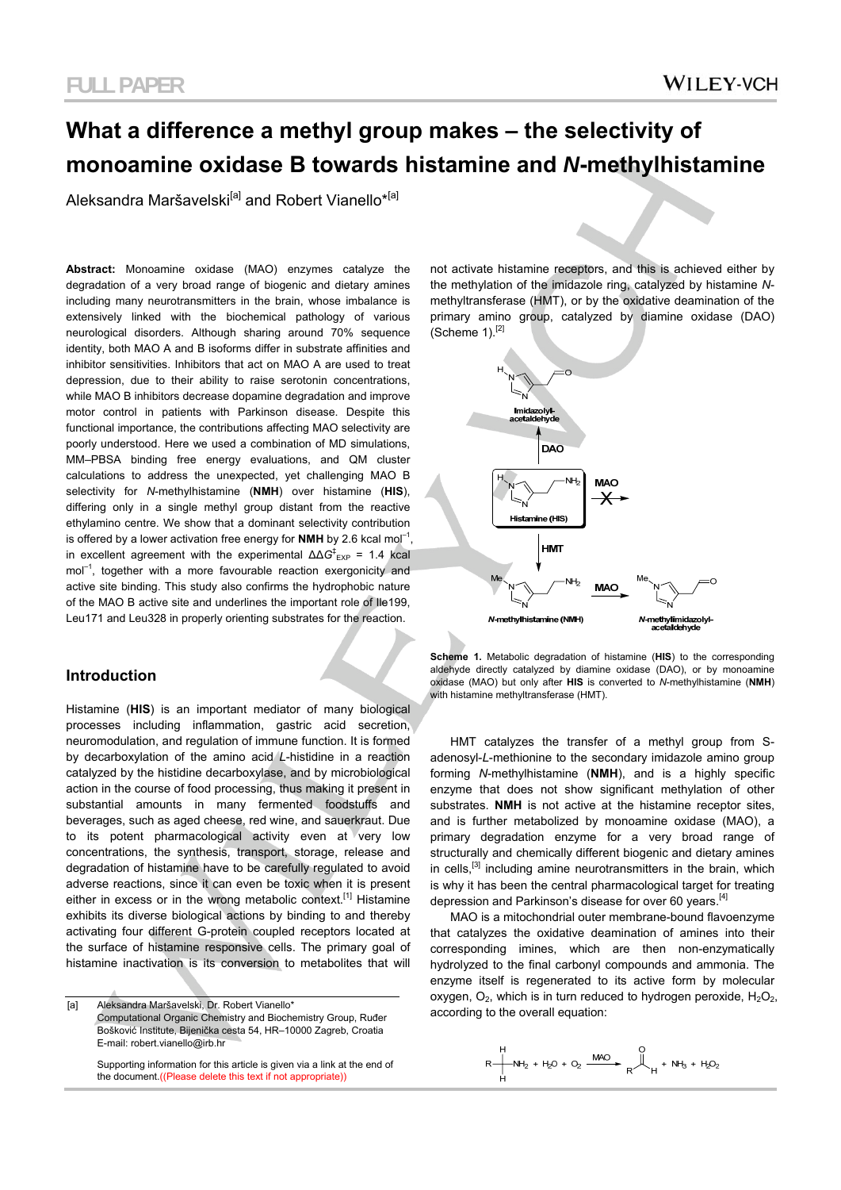# What a difference a methyl group makes – the selectivity of monoamine oxidase B towards histamine and *N*-methylhistamine

Aleksandra Maršavelski[a] and Robert Vianello*[a]

**Abstract:** Monoamine oxidase (MAO) enzymes catalyze the degradation of a very broad range of biogenic and dietary amines including many neurotransmitters in the brain, whose imbalance is extensively linked with the biochemical pathology of various neurological disorders. Although sharing around 70% sequence identity, both MAO A and B isoforms differ in substrate affinities and inhibitor sensitivities. Inhibitors that act on MAO A are used to treat depression, due to their ability to raise serotonin concentrations, while MAO B inhibitors decrease dopamine degradation and improve motor control in patients with Parkinson disease. Despite this functional importance, the contributions affecting MAO selectivity are poorly understood. Here we used a combination of MD simulations, MM–PBSA binding free energy evaluations, and QM cluster calculations to address the unexpected, yet challenging MAO B selectivity for *N*-methylhistamine (**NMH**) over histamine (**HIS**), differing only in a single methyl group distant from the reactive ethylamino centre. We show that a dominant selectivity contribution is offered by a lower activation free energy for **NMH** by 2.6 kcal mol$^{-1}$, in excellent agreement with the experimental $\Delta\Delta G^{\ddagger}_{EXP}$ = 1.4 kcal mol$^{-1}$, together with a more favourable reaction exergonicity and active site binding. This study also confirms the hydrophobic nature of the MAO B active site and underlines the important role of Ile199, Leu171 and Leu328 in properly orienting substrates for the reaction.

## Introduction

Histamine (**HIS**) is an important mediator of many biological processes including inflammation, gastric acid secretion, neuromodulation, and regulation of immune function. It is formed by decarboxylation of the amino acid *L*-histidine in a reaction catalyzed by the histidine decarboxylase, and by microbiological action in the course of food processing, thus making it present in substantial amounts in many fermented foodstuffs and beverages, such as aged cheese, red wine, and sauerkraut. Due to its potent pharmacological activity even at very low concentrations, the synthesis, transport, storage, release and degradation of histamine have to be carefully regulated to avoid adverse reactions, since it can even be toxic when it is present either in excess or in the wrong metabolic context.[1] Histamine exhibits its diverse biological actions by binding to and thereby activating four different G-protein coupled receptors located at the surface of histamine responsive cells. The primary goal of histamine inactivation is its conversion to metabolites that will not activate histamine receptors, and this is achieved either by the methylation of the imidazole ring, catalyzed by histamine *N*-methyltransferase (HMT), or by the oxidative deamination of the primary amino group, catalyzed by diamine oxidase (DAO) (Scheme 1).[2]

**Scheme 1.** Metabolic degradation of histamine (**HIS**) to the corresponding aldehyde directly catalyzed by diamine oxidase (DAO), or by monoamine oxidase (MAO) but only after **HIS** is converted to *N*-methylhistamine (**NMH**) with histamine methyltransferase (HMT).

HMT catalyzes the transfer of a methyl group from S-adenosyl-*L*-methionine to the secondary imidazole amino group forming *N*-methylhistamine (**NMH**), and is a highly specific enzyme that does not show significant methylation of other substrates. **NMH** is not active at the histamine receptor sites, and is further metabolized by monoamine oxidase (MAO), a primary degradation enzyme for a very broad range of structurally and chemically different biogenic and dietary amines in cells,[3] including amine neurotransmitters in the brain, which is why it has been the central pharmacological target for treating depression and Parkinson's disease for over 60 years.[4]

MAO is a mitochondrial outer membrane-bound flavoenzyme that catalyzes the oxidative deamination of amines into their corresponding imines, which are then non-enzymatically hydrolyzed to the final carbonyl compounds and ammonia. The enzyme itself is regenerated to its active form by molecular oxygen, $O_2$, which is in turn reduced to hydrogen peroxide, $H_2O_2$, according to the overall equation:

$$R-CH_2-NH_2 + H_2O + O_2 \xrightarrow{MAO} R-CHO + NH_3 + H_2O_2$$

[a] Aleksandra Maršavelski, Dr. Robert Vianello*
Computational Organic Chemistry and Biochemistry Group, Ruđer Bošković Institute, Bijenička cesta 54, HR–10000 Zagreb, Croatia
E-mail: robert.vianello@irb.hr

Supporting information for this article is given via a link at the end of the document.((Please delete this text if not appropriate))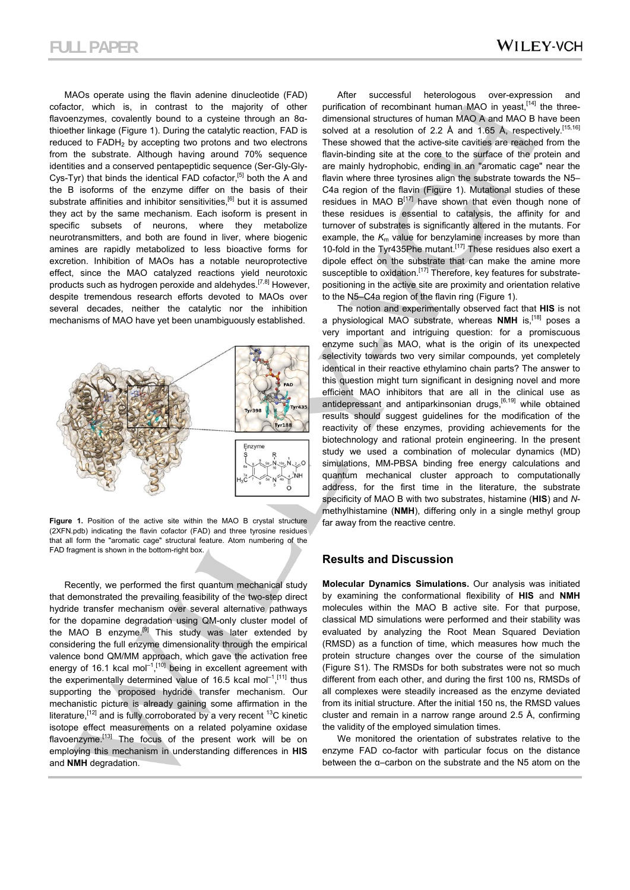MAOs operate using the flavin adenine dinucleotide (FAD) cofactor, which is, in contrast to the majority of other flavoenzymes, covalently bound to a cysteine through an 8α-thioether linkage (Figure 1). During the catalytic reaction, FAD is reduced to $FADH_2$ by accepting two protons and two electrons from the substrate. Although having around 70% sequence identities and a conserved pentapeptidic sequence (Ser-Gly-Gly-Cys-Tyr) that binds the identical FAD cofactor,[5] both the A and the B isoforms of the enzyme differ on the basis of their substrate affinities and inhibitor sensitivities,[6] but it is assumed they act by the same mechanism. Each isoform is present in specific subsets of neurons, where they metabolize neurotransmitters, and both are found in liver, where biogenic amines are rapidly metabolized to less bioactive forms for excretion. Inhibition of MAOs has a notable neuroprotective effect, since the MAO catalyzed reactions yield neurotoxic products such as hydrogen peroxide and aldehydes.[7,8] However, despite tremendous research efforts devoted to MAOs over several decades, neither the catalytic nor the inhibition mechanisms of MAO have yet been unambiguously established.

**Figure 1.** Position of the active site within the MAO B crystal structure (2XFN.pdb) indicating the flavin cofactor (FAD) and three tyrosine residues that all form the "aromatic cage" structural feature. Atom numbering of the FAD fragment is shown in the bottom-right box.

Recently, we performed the first quantum mechanical study that demonstrated the prevailing feasibility of the two-step direct hydride transfer mechanism over several alternative pathways for the dopamine degradation using QM-only cluster model of the MAO B enzyme.[9] This study was later extended by considering the full enzyme dimensionality through the empirical valence bond QM/MM approach, which gave the activation free energy of 16.1 kcal mol$^{-1}$,[10] being in excellent agreement with the experimentally determined value of 16.5 kcal mol$^{-1}$,[11] thus supporting the proposed hydride transfer mechanism. Our mechanistic picture is already gaining some affirmation in the literature,[12] and is fully corroborated by a very recent $^{13}C$ kinetic isotope effect measurements on a related polyamine oxidase flavoenzyme.[13] The focus of the present work will be on employing this mechanism in understanding differences in **HIS** and **NMH** degradation.

After successful heterologous over-expression and purification of recombinant human MAO in yeast,[14] the three-dimensional structures of human MAO A and MAO B have been solved at a resolution of 2.2 Å and 1.65 Å, respectively.[15,16] These showed that the active-site cavities are reached from the flavin-binding site at the core to the surface of the protein and are mainly hydrophobic, ending in an "aromatic cage" near the flavin where three tyrosines align the substrate towards the N5–C4a region of the flavin (Figure 1). Mutational studies of these residues in MAO B[17] have shown that even though none of these residues is essential to catalysis, the affinity for and turnover of substrates is significantly altered in the mutants. For example, the $K_m$ value for benzylamine increases by more than 10-fold in the Tyr435Phe mutant.[17] These residues also exert a dipole effect on the substrate that can make the amine more susceptible to oxidation.[17] Therefore, key features for substrate-positioning in the active site are proximity and orientation relative to the N5–C4a region of the flavin ring (Figure 1).

The notion and experimentally observed fact that **HIS** is not a physiological MAO substrate, whereas **NMH** is,[18] poses a very important and intriguing question: for a promiscuous enzyme such as MAO, what is the origin of its unexpected selectivity towards two very similar compounds, yet completely identical in their reactive ethylamino chain parts? The answer to this question might turn significant in designing novel and more efficient MAO inhibitors that are all in the clinical use as antidepressant and antiparkinsonian drugs,[6,19] while obtained results should suggest guidelines for the modification of the reactivity of these enzymes, providing achievements for the biotechnology and rational protein engineering. In the present study we used a combination of molecular dynamics (MD) simulations, MM-PBSA binding free energy calculations and quantum mechanical cluster approach to computationally address, for the first time in the literature, the substrate specificity of MAO B with two substrates, histamine (**HIS**) and *N*-methylhistamine (**NMH**), differing only in a single methyl group far away from the reactive centre.

## Results and Discussion

**Molecular Dynamics Simulations.** Our analysis was initiated by examining the conformational flexibility of **HIS** and **NMH** molecules within the MAO B active site. For that purpose, classical MD simulations were performed and their stability was evaluated by analyzing the Root Mean Squared Deviation (RMSD) as a function of time, which measures how much the protein structure changes over the course of the simulation (Figure S1). The RMSDs for both substrates were not so much different from each other, and during the first 100 ns, RMSDs of all complexes were steadily increased as the enzyme deviated from its initial structure. After the initial 150 ns, the RMSD values cluster and remain in a narrow range around 2.5 Å, confirming the validity of the employed simulation times.

We monitored the orientation of substrates relative to the enzyme FAD co-factor with particular focus on the distance between the α–carbon on the substrate and the N5 atom on the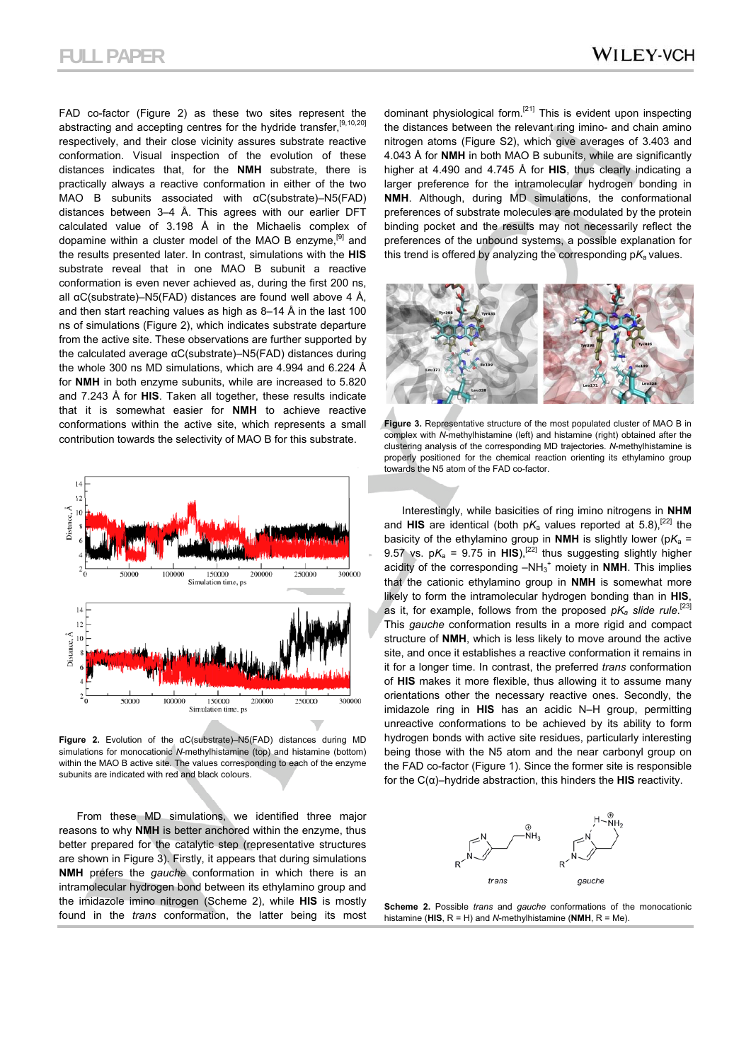FAD co-factor (Figure 2) as these two sites represent the abstracting and accepting centres for the hydride transfer,[9,10,20] respectively, and their close vicinity assures substrate reactive conformation. Visual inspection of the evolution of these distances indicates that, for the **NMH** substrate, there is practically always a reactive conformation in either of the two MAO B subunits associated with αC(substrate)–N5(FAD) distances between 3–4 Å. This agrees with our earlier DFT calculated value of 3.198 Å in the Michaelis complex of dopamine within a cluster model of the MAO B enzyme,[9] and the results presented later. In contrast, simulations with the **HIS** substrate reveal that in one MAO B subunit a reactive conformation is even never achieved as, during the first 200 ns, all αC(substrate)–N5(FAD) distances are found well above 4 Å, and then start reaching values as high as 8–14 Å in the last 100 ns of simulations (Figure 2), which indicates substrate departure from the active site. These observations are further supported by the calculated average αC(substrate)–N5(FAD) distances during the whole 300 ns MD simulations, which are 4.994 and 6.224 Å for **NMH** in both enzyme subunits, while are increased to 5.820 and 7.243 Å for **HIS**. Taken all together, these results indicate that it is somewhat easier for **NMH** to achieve reactive conformations within the active site, which represents a small contribution towards the selectivity of MAO B for this substrate.

**Figure 2.** Evolution of the αC(substrate)–N5(FAD) distances during MD simulations for monocationic *N*-methylhistamine (top) and histamine (bottom) within the MAO B active site. The values corresponding to each of the enzyme subunits are indicated with red and black colours.

From these MD simulations, we identified three major reasons to why **NMH** is better anchored within the enzyme, thus better prepared for the catalytic step (representative structures are shown in Figure 3). Firstly, it appears that during simulations **NMH** prefers the *gauche* conformation in which there is an intramolecular hydrogen bond between its ethylamino group and the imidazole imino nitrogen (Scheme 2), while **HIS** is mostly found in the *trans* conformation, the latter being its most dominant physiological form.[21] This is evident upon inspecting the distances between the relevant ring imino- and chain amino nitrogen atoms (Figure S2), which give averages of 3.403 and 4.043 Å for **NMH** in both MAO B subunits, while are significantly higher at 4.490 and 4.745 Å for **HIS**, thus clearly indicating a larger preference for the intramolecular hydrogen bonding in **NMH**. Although, during MD simulations, the conformational preferences of substrate molecules are modulated by the protein binding pocket and the results may not necessarily reflect the preferences of the unbound systems, a possible explanation for this trend is offered by analyzing the corresponding p$K_a$ values.

**Figure 3.** Representative structure of the most populated cluster of MAO B in complex with *N*-methylhistamine (left) and histamine (right) obtained after the clustering analysis of the corresponding MD trajectories. *N*-methylhistamine is properly positioned for the chemical reaction orienting its ethylamino group towards the N5 atom of the FAD co-factor.

Interestingly, while basicities of ring imino nitrogens in **NHM** and **HIS** are identical (both p$K_a$ values reported at 5.8),[22] the basicity of the ethylamino group in **NMH** is slightly lower (p$K_a$ = 9.57 vs. p$K_a$ = 9.75 in **HIS**),[22] thus suggesting slightly higher acidity of the corresponding $-NH_3^+$ moiety in **NMH**. This implies that the cationic ethylamino group in **NMH** is somewhat more likely to form the intramolecular hydrogen bonding than in **HIS**, as it, for example, follows from the proposed *p$K_a$ slide rule*.[23] This *gauche* conformation results in a more rigid and compact structure of **NMH**, which is less likely to move around the active site, and once it establishes a reactive conformation it remains in it for a longer time. In contrast, the preferred *trans* conformation of **HIS** makes it more flexible, thus allowing it to assume many orientations other the necessary reactive ones. Secondly, the imidazole ring in **HIS** has an acidic N–H group, permitting unreactive conformations to be achieved by its ability to form hydrogen bonds with active site residues, particularly interesting being those with the N5 atom and the near carbonyl group on the FAD co-factor (Figure 1). Since the former site is responsible for the C(α)–hydride abstraction, this hinders the **HIS** reactivity.

**Scheme 2.** Possible *trans* and *gauche* conformations of the monocationic histamine (**HIS**, R = H) and *N*-methylhistamine (**NMH**, R = Me).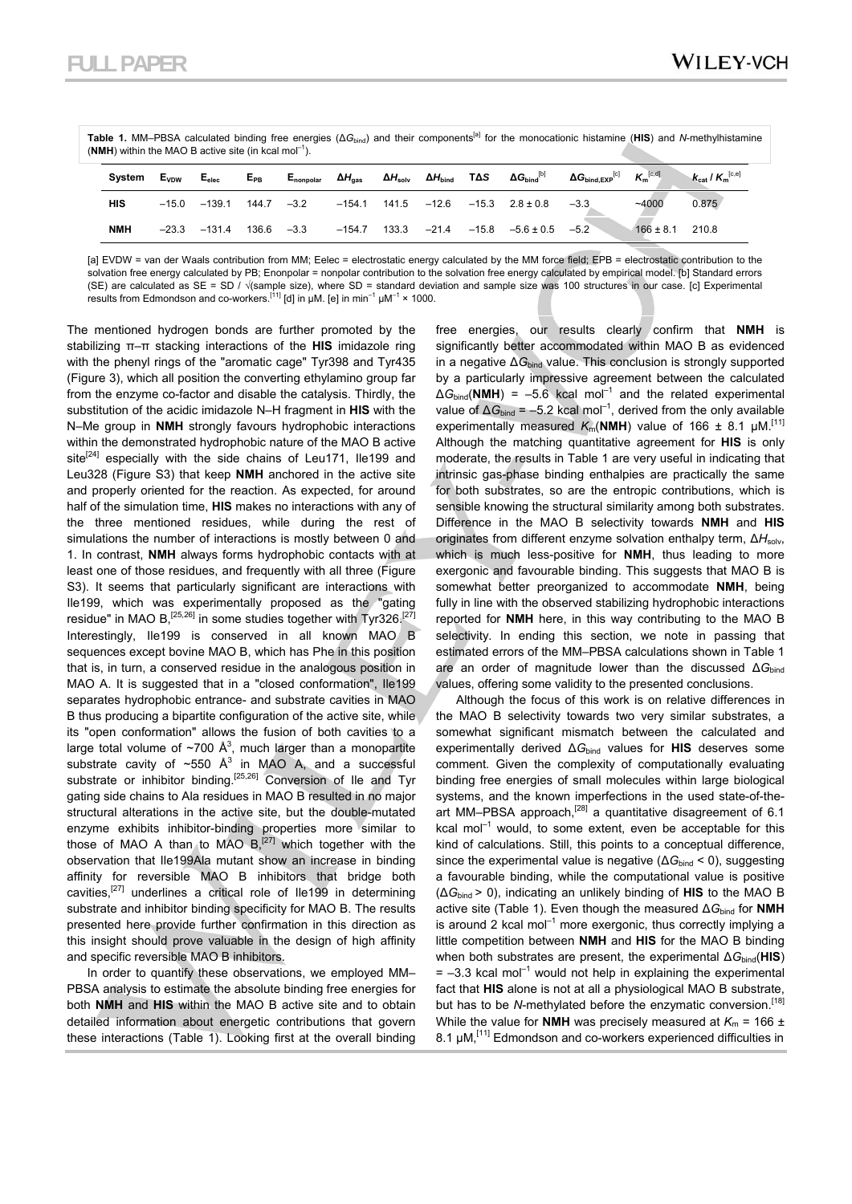**Table 1.** MM–PBSA calculated binding free energies ($\Delta G_{bind}$) and their components[a] for the monocationic histamine (**HIS**) and *N*-methylhistamine (**NMH**) within the MAO B active site (in kcal mol$^{-1}$).

| System | $E_{VDW}$ | $E_{elec}$ | $E_{PB}$ | $E_{nonpolar}$ | $\Delta H_{gas}$ | $\Delta H_{solv}$ | $\Delta H_{bind}$ | $T\Delta S$ | $\Delta G_{bind}$[b] | $\Delta G_{bind,EXP}$[c] | $K_m$[c,d] | $k_{cat}$ / $K_m$[c,e] |
|---|---|---|---|---|---|---|---|---|---|---|---|---|
| **HIS** | –15.0 | –139.1 | 144.7 | –3.2 | –154.1 | 141.5 | –12.6 | –15.3 | 2.8 ± 0.8 | –3.3 | ~4000 | 0.875 |
| **NMH** | –23.3 | –131.4 | 136.6 | –3.3 | –154.7 | 133.3 | –21.4 | –15.8 | –5.6 ± 0.5 | –5.2 | 166 ± 8.1 | 210.8 |

[a] EVDW = van der Waals contribution from MM; Eelec = electrostatic energy calculated by the MM force field; EPB = electrostatic contribution to the solvation free energy calculated by PB; Enonpolar = nonpolar contribution to the solvation free energy calculated by empirical model. [b] Standard errors (SE) are calculated as SE = SD / √(sample size), where SD = standard deviation and sample size was 100 structures in our case. [c] Experimental results from Edmondson and co-workers.[11] [d] in μM. [e] in min$^{-1}$ μM$^{-1}$ × 1000.

The mentioned hydrogen bonds are further promoted by the stabilizing π–π stacking interactions of the **HIS** imidazole ring with the phenyl rings of the "aromatic cage" Tyr398 and Tyr435 (Figure 3), which all position the converting ethylamino group far from the enzyme co-factor and disable the catalysis. Thirdly, the substitution of the acidic imidazole N–H fragment in **HIS** with the N–Me group in **NMH** strongly favours hydrophobic interactions within the demonstrated hydrophobic nature of the MAO B active site[24] especially with the side chains of Leu171, Ile199 and Leu328 (Figure S3) that keep **NMH** anchored in the active site and properly oriented for the reaction. As expected, for around half of the simulation time, **HIS** makes no interactions with any of the three mentioned residues, while during the rest of simulations the number of interactions is mostly between 0 and 1. In contrast, **NMH** always forms hydrophobic contacts with at least one of those residues, and frequently with all three (Figure S3). It seems that particularly significant are interactions with Ile199, which was experimentally proposed as the "gating residue" in MAO B,[25,26] in some studies together with Tyr326.[27] Interestingly, Ile199 is conserved in all known MAO B sequences except bovine MAO B, which has Phe in this position that is, in turn, a conserved residue in the analogous position in MAO A. It is suggested that in a "closed conformation", Ile199 separates hydrophobic entrance- and substrate cavities in MAO B thus producing a bipartite configuration of the active site, while its "open conformation" allows the fusion of both cavities to a large total volume of ~700 Å$^3$, much larger than a monopartite substrate cavity of ~550 Å$^3$ in MAO A, and a successful substrate or inhibitor binding.[25,26] Conversion of Ile and Tyr gating side chains to Ala residues in MAO B resulted in no major structural alterations in the active site, but the double-mutated enzyme exhibits inhibitor-binding properties more similar to those of MAO A than to MAO B,[27] which together with the observation that Ile199Ala mutant show an increase in binding affinity for reversible MAO B inhibitors that bridge both cavities,[27] underlines a critical role of Ile199 in determining substrate and inhibitor binding specificity for MAO B. The results presented here provide further confirmation in this direction as this insight should prove valuable in the design of high affinity and specific reversible MAO B inhibitors.

In order to quantify these observations, we employed MM–PBSA analysis to estimate the absolute binding free energies for both **NMH** and **HIS** within the MAO B active site and to obtain detailed information about energetic contributions that govern these interactions (Table 1). Looking first at the overall binding free energies, our results clearly confirm that **NMH** is significantly better accommodated within MAO B as evidenced in a negative $\Delta G_{bind}$ value. This conclusion is strongly supported by a particularly impressive agreement between the calculated $\Delta G_{bind}$(**NMH**) = –5.6 kcal mol$^{-1}$ and the related experimental value of $\Delta G_{bind}$ = –5.2 kcal mol$^{-1}$, derived from the only available experimentally measured $K_m$(**NMH**) value of 166 ± 8.1 μM.[11] Although the matching quantitative agreement for **HIS** is only moderate, the results in Table 1 are very useful in indicating that intrinsic gas-phase binding enthalpies are practically the same for both substrates, so are the entropic contributions, which is sensible knowing the structural similarity among both substrates. Difference in the MAO B selectivity towards **NMH** and **HIS** originates from different enzyme solvation enthalpy term, $\Delta H_{solv}$, which is much less-positive for **NMH**, thus leading to more exergonic and favourable binding. This suggests that MAO B is somewhat better preorganized to accommodate **NMH**, being fully in line with the observed stabilizing hydrophobic interactions reported for **NMH** here, in this way contributing to the MAO B selectivity. In ending this section, we note in passing that estimated errors of the MM–PBSA calculations shown in Table 1 are an order of magnitude lower than the discussed $\Delta G_{bind}$ values, offering some validity to the presented conclusions.

Although the focus of this work is on relative differences in the MAO B selectivity towards two very similar substrates, a somewhat significant mismatch between the calculated and experimentally derived $\Delta G_{bind}$ values for **HIS** deserves some comment. Given the complexity of computationally evaluating binding free energies of small molecules within large biological systems, and the known imperfections in the used state-of-the-art MM–PBSA approach,[28] a quantitative disagreement of 6.1 kcal mol$^{-1}$ would, to some extent, even be acceptable for this kind of calculations. Still, this points to a conceptual difference, since the experimental value is negative ($\Delta G_{bind} < 0$), suggesting a favourable binding, while the computational value is positive ($\Delta G_{bind} > 0$), indicating an unlikely binding of **HIS** to the MAO B active site (Table 1). Even though the measured $\Delta G_{bind}$ for **NMH** is around 2 kcal mol$^{-1}$ more exergonic, thus correctly implying a little competition between **NMH** and **HIS** for the MAO B binding when both substrates are present, the experimental $\Delta G_{bind}$(**HIS**) = –3.3 kcal mol$^{-1}$ would not help in explaining the experimental fact that **HIS** alone is not at all a physiological MAO B substrate, but has to be *N*-methylated before the enzymatic conversion.[18] While the value for **NMH** was precisely measured at $K_m$ = 166 ± 8.1 μM,[11] Edmondson and co-workers experienced difficulties in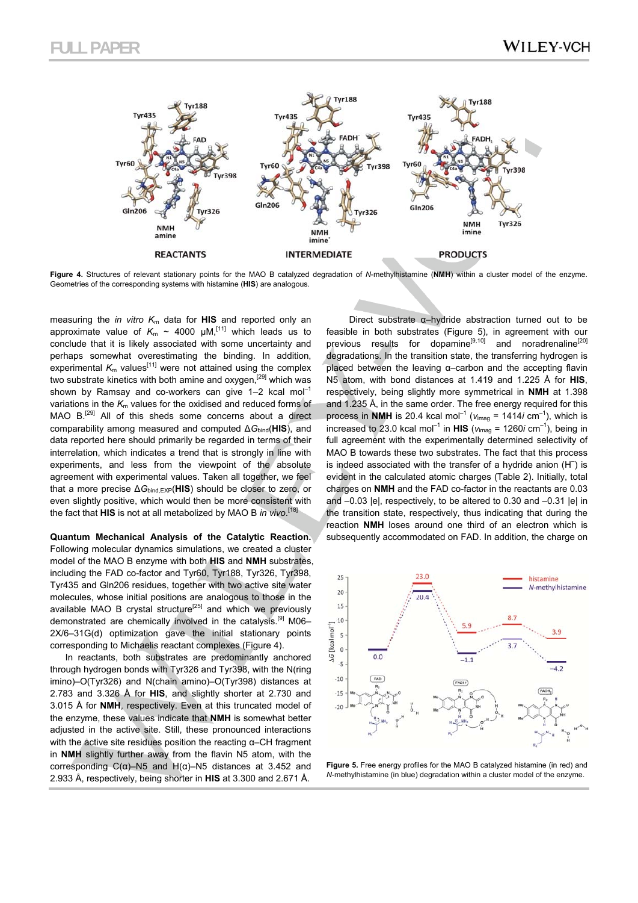Figure 4. Structures of relevant stationary points for the MAO B catalyzed degradation of *N*-methylhistamine (**NMH**) within a cluster model of the enzyme. Geometries of the corresponding systems with histamine (**HIS**) are analogous.

measuring the *in vitro* $K_m$ data for **HIS** and reported only an approximate value of $K_m$ ~ 4000 μM,[11] which leads us to conclude that it is likely associated with some uncertainty and perhaps somewhat overestimating the binding. In addition, experimental $K_m$ values[11] were not attained using the complex two substrate kinetics with both amine and oxygen,[29] which was shown by Ramsay and co-workers can give 1–2 kcal mol$^{-1}$ variations in the $K_m$ values for the oxidised and reduced forms of MAO B.[29] All of this sheds some concerns about a direct comparability among measured and computed $\Delta G_{\text{bind}}$(**HIS**), and data reported here should primarily be regarded in terms of their interrelation, which indicates a trend that is strongly in line with experiments, and less from the viewpoint of the absolute agreement with experimental values. Taken all together, we feel that a more precise $\Delta G_{\text{bind,EXP}}$(**HIS**) should be closer to zero, or even slightly positive, which would then be more consistent with the fact that **HIS** is not at all metabolized by MAO B *in vivo*.[18]

**Quantum Mechanical Analysis of the Catalytic Reaction.** Following molecular dynamics simulations, we created a cluster model of the MAO B enzyme with both **HIS** and **NMH** substrates, including the FAD co-factor and Tyr60, Tyr188, Tyr326, Tyr398, Tyr435 and Gln206 residues, together with two active site water molecules, whose initial positions are analogous to those in the available MAO B crystal structure[25] and which we previously demonstrated are chemically involved in the catalysis.[9] M06–2X/6–31G(d) optimization gave the initial stationary points corresponding to Michaelis reactant complexes (Figure 4).

In reactants, both substrates are predominantly anchored through hydrogen bonds with Tyr326 and Tyr398, with the N(ring imino)–O(Tyr326) and N(chain amino)–O(Tyr398) distances at 2.783 and 3.326 Å for **HIS**, and slightly shorter at 2.730 and 3.015 Å for **NMH**, respectively. Even at this truncated model of the enzyme, these values indicate that **NMH** is somewhat better adjusted in the active site. Still, these pronounced interactions with the active site residues position the reacting α–CH fragment in **NMH** slightly further away from the flavin N5 atom, with the corresponding C(α)–N5 and H(α)–N5 distances at 3.452 and 2.933 Å, respectively, being shorter in **HIS** at 3.300 and 2.671 Å.

Direct substrate α–hydride abstraction turned out to be feasible in both substrates (Figure 5), in agreement with our previous results for dopamine[9,10] and noradrenaline[20] degradations. In the transition state, the transferring hydrogen is placed between the leaving α–carbon and the accepting flavin N5 atom, with bond distances at 1.419 and 1.225 Å for **HIS**, respectively, being slightly more symmetrical in **NMH** at 1.398 and 1.235 Å, in the same order. The free energy required for this process in **NMH** is 20.4 kcal mol$^{-1}$ ($\nu_{\text{imag}}$ = 1414*i* cm$^{-1}$), which is increased to 23.0 kcal mol$^{-1}$ in **HIS** ($\nu_{\text{imag}}$ = 1260*i* cm$^{-1}$), being in full agreement with the experimentally determined selectivity of MAO B towards these two substrates. The fact that this process is indeed associated with the transfer of a hydride anion (H$^-$) is evident in the calculated atomic charges (Table 2). Initially, total charges on **NMH** and the FAD co-factor in the reactants are 0.03 and –0.03 |e|, respectively, to be altered to 0.30 and –0.31 |e| in the transition state, respectively, thus indicating that during the reaction **NMH** loses around one third of an electron which is subsequently accommodated on FAD. In addition, the charge on

Figure 5. Free energy profiles for the MAO B catalyzed histamine (in red) and *N*-methylhistamine (in blue) degradation within a cluster model of the enzyme.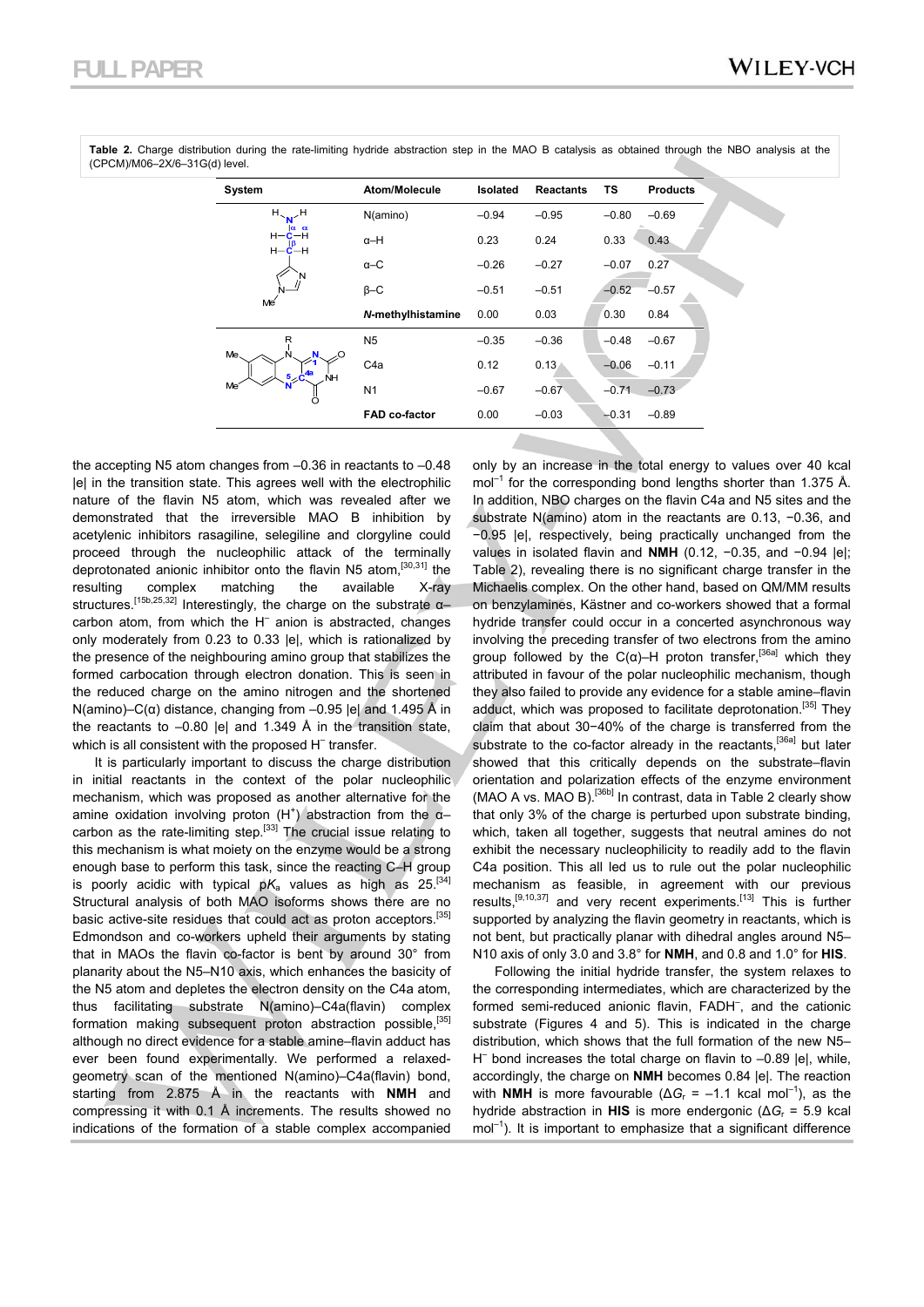**Table 2.** Charge distribution during the rate-limiting hydride abstraction step in the MAO B catalysis as obtained through the NBO analysis at the (CPCM)/M06–2X/6–31G(d) level.

| System | Atom/Molecule | Isolated | Reactants | TS | Products |
|---|---|---|---|---|---|
| N-methylhistamine | N(amino) | −0.94 | −0.95 | −0.80 | −0.69 |
| | α–H | 0.23 | 0.24 | 0.33 | 0.43 |
| | α–C | −0.26 | −0.27 | −0.07 | 0.27 |
| | β–C | −0.51 | −0.51 | −0.52 | −0.57 |
| | ***N*-methylhistamine** | 0.00 | 0.03 | 0.30 | 0.84 |
| Flavin | N5 | −0.35 | −0.36 | −0.48 | −0.67 |
| | C4a | 0.12 | 0.13 | −0.06 | −0.11 |
| | N1 | −0.67 | −0.67 | −0.71 | −0.73 |
| | **FAD co-factor** | 0.00 | −0.03 | −0.31 | −0.89 |

the accepting N5 atom changes from –0.36 in reactants to –0.48 |e| in the transition state. This agrees well with the electrophilic nature of the flavin N5 atom, which was revealed after we demonstrated that the irreversible MAO B inhibition by acetylenic inhibitors rasagiline, selegiline and clorgyline could proceed through the nucleophilic attack of the terminally deprotonated anionic inhibitor onto the flavin N5 atom,[30,31] the resulting complex matching the available X-ray structures.[15b,25,32] Interestingly, the charge on the substrate α–carbon atom, from which the $H^-$ anion is abstracted, changes only moderately from 0.23 to 0.33 |e|, which is rationalized by the presence of the neighbouring amino group that stabilizes the formed carbocation through electron donation. This is seen in the reduced charge on the amino nitrogen and the shortened N(amino)–C(α) distance, changing from –0.95 |e| and 1.495 Å in the reactants to –0.80 |e| and 1.349 Å in the transition state, which is all consistent with the proposed $H^-$ transfer.

It is particularly important to discuss the charge distribution in initial reactants in the context of the polar nucleophilic mechanism, which was proposed as another alternative for the amine oxidation involving proton ($H^+$) abstraction from the α–carbon as the rate-limiting step.[33] The crucial issue relating to this mechanism is what moiety on the enzyme would be a strong enough base to perform this task, since the reacting C–H group is poorly acidic with typical p$K_a$ values as high as 25.[34] Structural analysis of both MAO isoforms shows there are no basic active-site residues that could act as proton acceptors.[35] Edmondson and co-workers upheld their arguments by stating that in MAOs the flavin co-factor is bent by around 30° from planarity about the N5–N10 axis, which enhances the basicity of the N5 atom and depletes the electron density on the C4a atom, thus facilitating substrate N(amino)–C4a(flavin) complex formation making subsequent proton abstraction possible,[35] although no direct evidence for a stable amine–flavin adduct has ever been found experimentally. We performed a relaxed-geometry scan of the mentioned N(amino)–C4a(flavin) bond, starting from 2.875 Å in the reactants with **NMH** and compressing it with 0.1 Å increments. The results showed no indications of the formation of a stable complex accompanied only by an increase in the total energy to values over 40 kcal mol$^{-1}$ for the corresponding bond lengths shorter than 1.375 Å. In addition, NBO charges on the flavin C4a and N5 sites and the substrate N(amino) atom in the reactants are 0.13, −0.36, and −0.95 |e|, respectively, being practically unchanged from the values in isolated flavin and **NMH** (0.12, −0.35, and −0.94 |e|; Table 2), revealing there is no significant charge transfer in the Michaelis complex. On the other hand, based on QM/MM results on benzylamines, Kästner and co-workers showed that a formal hydride transfer could occur in a concerted asynchronous way involving the preceding transfer of two electrons from the amino group followed by the C(α)–H proton transfer,[36a] which they attributed in favour of the polar nucleophilic mechanism, though they also failed to provide any evidence for a stable amine–flavin adduct, which was proposed to facilitate deprotonation.[35] They claim that about 30−40% of the charge is transferred from the substrate to the co-factor already in the reactants,[36a] but later showed that this critically depends on the substrate–flavin orientation and polarization effects of the enzyme environment (MAO A vs. MAO B).[36b] In contrast, data in Table 2 clearly show that only 3% of the charge is perturbed upon substrate binding, which, taken all together, suggests that neutral amines do not exhibit the necessary nucleophilicity to readily add to the flavin C4a position. This all led us to rule out the polar nucleophilic mechanism as feasible, in agreement with our previous results,[9,10,37] and very recent experiments.[13] This is further supported by analyzing the flavin geometry in reactants, which is not bent, but practically planar with dihedral angles around N5–N10 axis of only 3.0 and 3.8° for **NMH**, and 0.8 and 1.0° for **HIS**.

Following the initial hydride transfer, the system relaxes to the corresponding intermediates, which are characterized by the formed semi-reduced anionic flavin, $FADH^-$, and the cationic substrate (Figures 4 and 5). This is indicated in the charge distribution, which shows that the full formation of the new N5–$H^-$ bond increases the total charge on flavin to –0.89 |e|, while, accordingly, the charge on **NMH** becomes 0.84 |e|. The reaction with **NMH** is more favourable ($\Delta G_r$ = –1.1 kcal mol$^{-1}$), as the hydride abstraction in **HIS** is more endergonic ($\Delta G_r$ = 5.9 kcal mol$^{-1}$). It is important to emphasize that a significant difference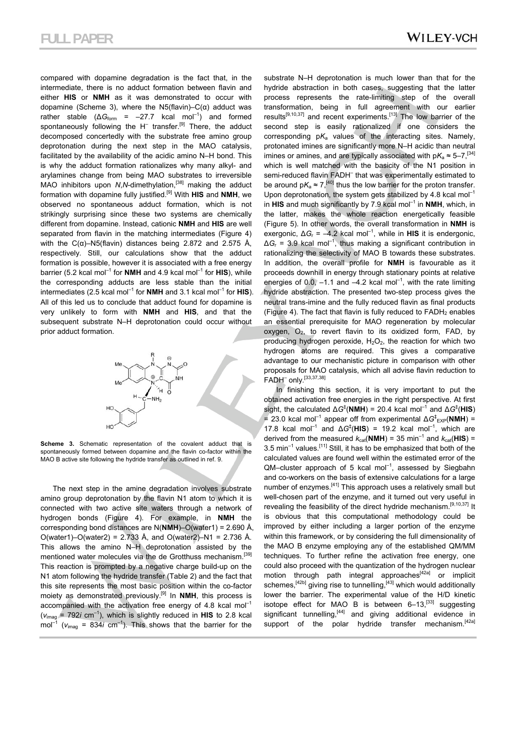compared with dopamine degradation is the fact that, in the intermediate, there is no adduct formation between flavin and either **HIS** or **NMH** as it was demonstrated to occur with dopamine (Scheme 3), where the N5(flavin)–C(α) adduct was rather stable ($\Delta G_{form}$ = –27.7 kcal mol$^{-1}$) and formed spontaneously following the $H^-$ transfer.[9] There, the adduct decomposed concertedly with the substrate free amino group deprotonation during the next step in the MAO catalysis, facilitated by the availability of the acidic amino N–H bond. This is why the adduct formation rationalizes why many alkyl- and arylamines change from being MAO substrates to irreversible MAO inhibitors upon *N*,*N*-dimethylation,[38] making the adduct formation with dopamine fully justified.[9] With **HIS** and **NMH**, we observed no spontaneous adduct formation, which is not strikingly surprising since these two systems are chemically different from dopamine. Instead, cationic **NMH** and **HIS** are well separated from flavin in the matching intermediates (Figure 4) with the C(α)–N5(flavin) distances being 2.872 and 2.575 Å, respectively. Still, our calculations show that the adduct formation is possible, however it is associated with a free energy barrier (5.2 kcal mol$^{-1}$ for **NMH** and 4.9 kcal mol$^{-1}$ for **HIS**), while the corresponding adducts are less stable than the initial intermediates (2.5 kcal mol$^{-1}$ for **NMH** and 3.1 kcal mol$^{-1}$ for **HIS**). All of this led us to conclude that adduct found for dopamine is very unlikely to form with **NMH** and **HIS**, and that the subsequent substrate N–H deprotonation could occur without prior adduct formation.

**Scheme 3.** Schematic representation of the covalent adduct that is spontaneously formed between dopamine and the flavin co-factor within the MAO B active site following the hydride transfer as outlined in ref. 9.

The next step in the amine degradation involves substrate amino group deprotonation by the flavin N1 atom to which it is connected with two active site waters through a network of hydrogen bonds (Figure 4). For example, in **NMH** the corresponding bond distances are N(**NMH**)–O(water1) = 2.690 Å, O(water1)–O(water2) = 2.733 Å, and O(water2)–N1 = 2.736 Å. This allows the amino N–H deprotonation assisted by the mentioned water molecules via the de Grotthuss mechanism.[39] This reaction is prompted by a negative charge build-up on the N1 atom following the hydride transfer (Table 2) and the fact that this site represents the most basic position within the co-factor moiety as demonstrated previously.[9] In **NMH**, this process is accompanied with the activation free energy of 4.8 kcal mol$^{-1}$ ($\nu_{imag}$ = 792*i* cm$^{-1}$), which is slightly reduced in **HIS** to 2.8 kcal mol$^{-1}$ ($\nu_{imag}$ = 834*i* cm$^{-1}$). This shows that the barrier for the substrate N–H deprotonation is much lower than that for the hydride abstraction in both cases, suggesting that the latter process represents the rate-limiting step of the overall transformation, being in full agreement with our earlier results[9,10,37] and recent experiments.[13] The low barrier of the second step is easily rationalized if one considers the corresponding p$K_a$ values of the interacting sites. Namely, protonated imines are significantly more N–H acidic than neutral imines or amines, and are typically associated with p$K_a$ ≈ 5–7,[34] which is well matched with the basicity of the N1 position in semi-reduced flavin $FADH^-$ that was experimentally estimated to be around p$K_a$ ≈ 7,[40] thus the low barrier for the proton transfer. Upon deprotonation, the system gets stabilized by 4.8 kcal mol$^{-1}$ in **HIS** and much significantly by 7.9 kcal mol$^{-1}$ in **NMH**, which, in the latter, makes the whole reaction energetically feasible (Figure 5). In other words, the overall transformation in **NMH** is exergonic, $\Delta G_r$ = –4.2 kcal mol$^{-1}$, while in **HIS** it is endergonic, $\Delta G_r$ = 3.9 kcal mol$^{-1}$, thus making a significant contribution in rationalizing the selectivity of MAO B towards these substrates. In addition, the overall profile for **NMH** is favourable as it proceeds downhill in energy through stationary points at relative energies of 0.0, –1.1 and –4.2 kcal mol$^{-1}$, with the rate limiting hydride abstraction. The presented two-step process gives the neutral trans-imine and the fully reduced flavin as final products (Figure 4). The fact that flavin is fully reduced to $FADH_2$ enables an essential prerequisite for MAO regeneration by molecular oxygen, $O_2$, to revert flavin to its oxidized form, FAD, by producing hydrogen peroxide, $H_2O_2$, the reaction for which two hydrogen atoms are required. This gives a comparative advantage to our mechanistic picture in comparison with other proposals for MAO catalysis, which all advise flavin reduction to $FADH^-$ only.[33,37,38]

In finishing this section, it is very important to put the obtained activation free energies in the right perspective. At first sight, the calculated $\Delta G^{\ddagger}$(**NMH**) = 20.4 kcal mol$^{-1}$ and $\Delta G^{\ddagger}$(**HIS**) = 23.0 kcal mol$^{-1}$ appear off from experimental $\Delta G^{\ddagger}_{EXP}$(**NMH**) = 17.8 kcal mol$^{-1}$ and $\Delta G^{\ddagger}$(**HIS**) = 19.2 kcal mol$^{-1}$, which are derived from the measured $k_{cat}$(**NMH**) = 35 min$^{-1}$ and $k_{cat}$(**HIS**) = 3.5 min$^{-1}$ values.[11] Still, it has to be emphasized that both of the calculated values are found well within the estimated error of the QM–cluster approach of 5 kcal mol$^{-1}$, assessed by Siegbahn and co-workers on the basis of extensive calculations for a large number of enzymes.[41] This approach uses a relatively small but well-chosen part of the enzyme, and it turned out very useful in revealing the feasibility of the direct hydride mechanism.[9,10,37] It is obvious that this computational methodology could be improved by either including a larger portion of the enzyme within this framework, or by considering the full dimensionality of the MAO B enzyme employing any of the established QM/MM techniques. To further refine the activation free energy, one could also proceed with the quantization of the hydrogen nuclear motion through path integral approaches[42a] or implicit schemes,[42b] giving rise to tunnelling,[43] which would additionally lower the barrier. The experimental value of the H/D kinetic isotope effect for MAO B is between 6–13,[33] suggesting significant tunnelling,[44] and giving additional evidence in support of the polar hydride transfer mechanism.[42a]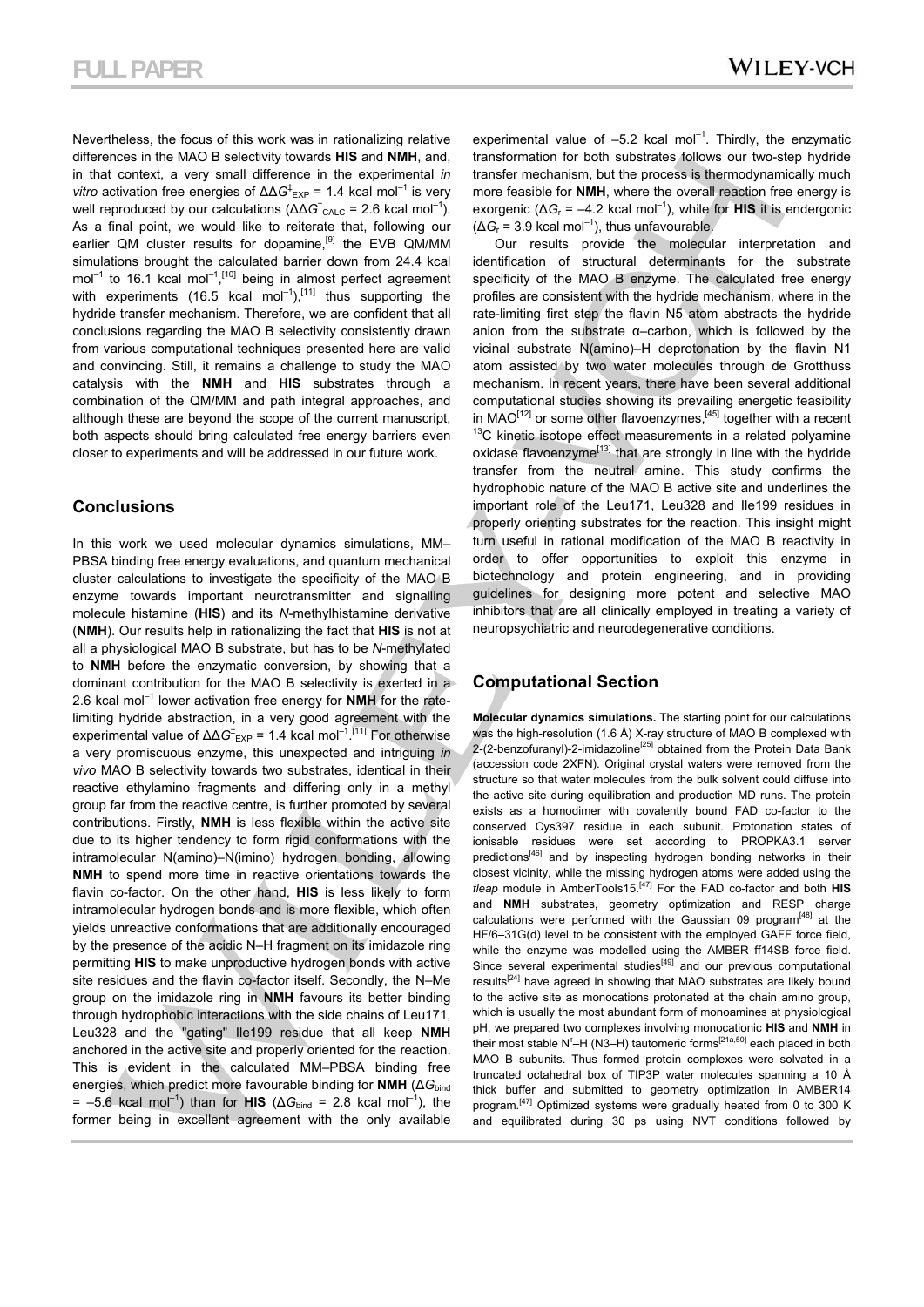Nevertheless, the focus of this work was in rationalizing relative differences in the MAO B selectivity towards **HIS** and **NMH**, and, in that context, a very small difference in the experimental *in vitro* activation free energies of $\Delta\Delta G^{\ddagger}_{EXP}$ = 1.4 kcal mol$^{-1}$ is very well reproduced by our calculations ($\Delta\Delta G^{\ddagger}_{CALC}$ = 2.6 kcal mol$^{-1}$). As a final point, we would like to reiterate that, following our earlier QM cluster results for dopamine,[9] the EVB QM/MM simulations brought the calculated barrier down from 24.4 kcal mol$^{-1}$ to 16.1 kcal mol$^{-1}$,[10] being in almost perfect agreement with experiments (16.5 kcal mol$^{-1}$),[11] thus supporting the hydride transfer mechanism. Therefore, we are confident that all conclusions regarding the MAO B selectivity consistently drawn from various computational techniques presented here are valid and convincing. Still, it remains a challenge to study the MAO catalysis with the **NMH** and **HIS** substrates through a combination of the QM/MM and path integral approaches, and although these are beyond the scope of the current manuscript, both aspects should bring calculated free energy barriers even closer to experiments and will be addressed in our future work.

## Conclusions

In this work we used molecular dynamics simulations, MM–PBSA binding free energy evaluations, and quantum mechanical cluster calculations to investigate the specificity of the MAO B enzyme towards important neurotransmitter and signalling molecule histamine (**HIS**) and its *N*-methylhistamine derivative (**NMH**). Our results help in rationalizing the fact that **HIS** is not at all a physiological MAO B substrate, but has to be *N*-methylated to **NMH** before the enzymatic conversion, by showing that a dominant contribution for the MAO B selectivity is exerted in a 2.6 kcal mol$^{-1}$ lower activation free energy for **NMH** for the rate-limiting hydride abstraction, in a very good agreement with the experimental value of $\Delta\Delta G^{\ddagger}_{EXP}$ = 1.4 kcal mol$^{-1}$.[11] For otherwise a very promiscuous enzyme, this unexpected and intriguing *in vivo* MAO B selectivity towards two substrates, identical in their reactive ethylamino fragments and differing only in a methyl group far from the reactive centre, is further promoted by several contributions. Firstly, **NMH** is less flexible within the active site due to its higher tendency to form rigid conformations with the intramolecular N(amino)–N(imino) hydrogen bonding, allowing **NMH** to spend more time in reactive orientations towards the flavin co-factor. On the other hand, **HIS** is less likely to form intramolecular hydrogen bonds and is more flexible, which often yields unreactive conformations that are additionally encouraged by the presence of the acidic N–H fragment on its imidazole ring permitting **HIS** to make unproductive hydrogen bonds with active site residues and the flavin co-factor itself. Secondly, the N–Me group on the imidazole ring in **NMH** favours its better binding through hydrophobic interactions with the side chains of Leu171, Leu328 and the "gating" Ile199 residue that all keep **NMH** anchored in the active site and properly oriented for the reaction. This is evident in the calculated MM–PBSA binding free energies, which predict more favourable binding for **NMH** ($\Delta G_{bind}$ = –5.6 kcal mol$^{-1}$) than for **HIS** ($\Delta G_{bind}$ = 2.8 kcal mol$^{-1}$), the former being in excellent agreement with the only available experimental value of –5.2 kcal mol$^{-1}$. Thirdly, the enzymatic transformation for both substrates follows our two-step hydride transfer mechanism, but the process is thermodynamically much more feasible for **NMH**, where the overall reaction free energy is exorgenic ($\Delta G_r$ = –4.2 kcal mol$^{-1}$), while for **HIS** it is endergonic ($\Delta G_r$ = 3.9 kcal mol$^{-1}$), thus unfavourable.

Our results provide the molecular interpretation and identification of structural determinants for the substrate specificity of the MAO B enzyme. The calculated free energy profiles are consistent with the hydride mechanism, where in the rate-limiting first step the flavin N5 atom abstracts the hydride anion from the substrate α–carbon, which is followed by the vicinal substrate N(amino)–H deprotonation by the flavin N1 atom assisted by two water molecules through de Grotthuss mechanism. In recent years, there have been several additional computational studies showing its prevailing energetic feasibility in MAO[12] or some other flavoenzymes,[45] together with a recent $^{13}$C kinetic isotope effect measurements in a related polyamine oxidase flavoenzyme[13] that are strongly in line with the hydride transfer from the neutral amine. This study confirms the hydrophobic nature of the MAO B active site and underlines the important role of the Leu171, Leu328 and Ile199 residues in properly orienting substrates for the reaction. This insight might turn useful in rational modification of the MAO B reactivity in order to offer opportunities to exploit this enzyme in biotechnology and protein engineering, and in providing guidelines for designing more potent and selective MAO inhibitors that are all clinically employed in treating a variety of neuropsychiatric and neurodegenerative conditions.

## Computational Section

**Molecular dynamics simulations.** The starting point for our calculations was the high-resolution (1.6 Å) X-ray structure of MAO B complexed with 2-(2-benzofuranyl)-2-imidazoline[25] obtained from the Protein Data Bank (accession code 2XFN). Original crystal waters were removed from the structure so that water molecules from the bulk solvent could diffuse into the active site during equilibration and production MD runs. The protein exists as a homodimer with covalently bound FAD co-factor to the conserved Cys397 residue in each subunit. Protonation states of ionisable residues were set according to PROPKA3.1 server predictions[46] and by inspecting hydrogen bonding networks in their closest vicinity, while the missing hydrogen atoms were added using the *tleap* module in AmberTools15.[47] For the FAD co-factor and both **HIS** and **NMH** substrates, geometry optimization and RESP charge calculations were performed with the Gaussian 09 program[48] at the HF/6–31G(d) level to be consistent with the employed GAFF force field, while the enzyme was modelled using the AMBER ff14SB force field. Since several experimental studies[49] and our previous computational results[24] have agreed in showing that MAO substrates are likely bound to the active site as monocations protonated at the chain amino group, which is usually the most abundant form of monoamines at physiological pH, we prepared two complexes involving monocationic **HIS** and **NMH** in their most stable N$^{\tau}$–H (N3–H) tautomeric forms[21a,50] each placed in both MAO B subunits. Thus formed protein complexes were solvated in a truncated octahedral box of TIP3P water molecules spanning a 10 Å thick buffer and submitted to geometry optimization in AMBER14 program.[47] Optimized systems were gradually heated from 0 to 300 K and equilibrated during 30 ps using NVT conditions followed by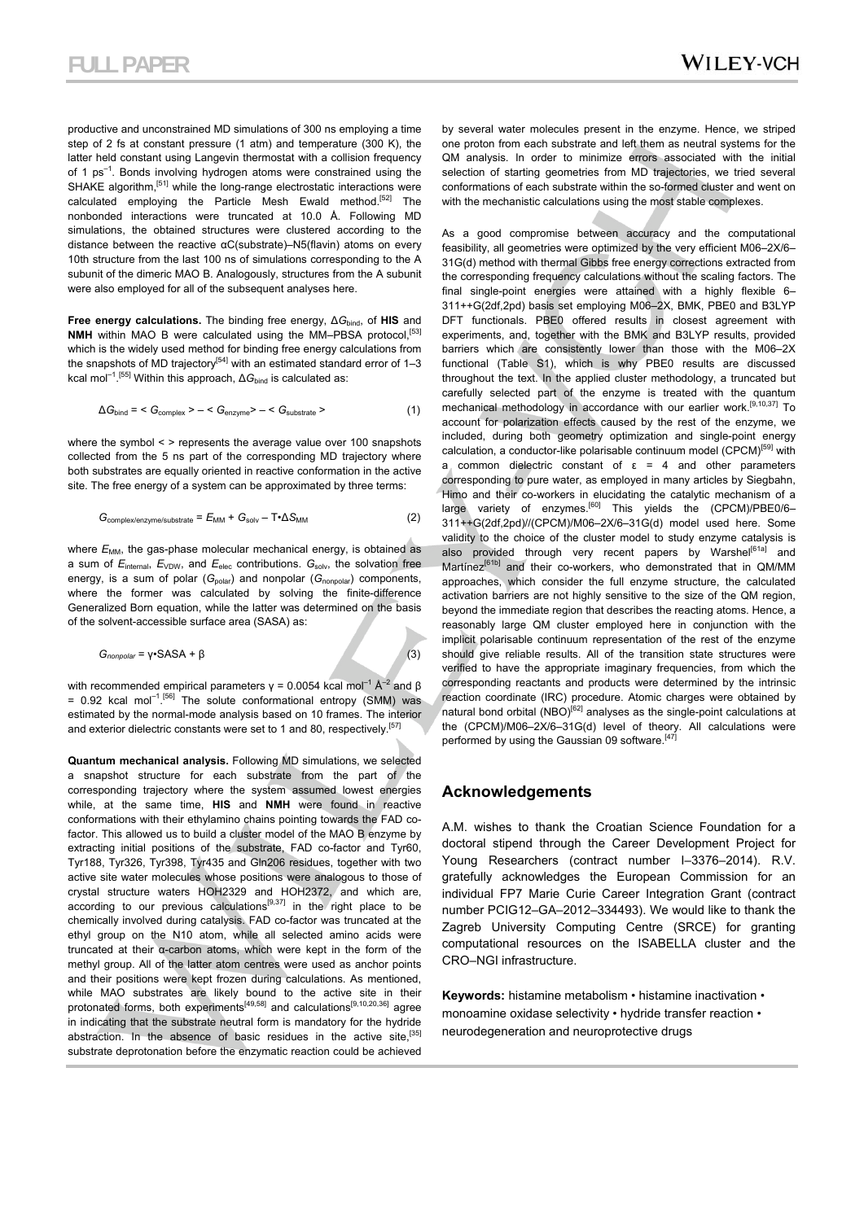productive and unconstrained MD simulations of 300 ns employing a time step of 2 fs at constant pressure (1 atm) and temperature (300 K), the latter held constant using Langevin thermostat with a collision frequency of 1 ps$^{-1}$. Bonds involving hydrogen atoms were constrained using the SHAKE algorithm,[51] while the long-range electrostatic interactions were calculated employing the Particle Mesh Ewald method.[52] The nonbonded interactions were truncated at 10.0 Å. Following MD simulations, the obtained structures were clustered according to the distance between the reactive αC(substrate)–N5(flavin) atoms on every 10th structure from the last 100 ns of simulations corresponding to the A subunit of the dimeric MAO B. Analogously, structures from the A subunit were also employed for all of the subsequent analyses here.

**Free energy calculations.** The binding free energy, $\Delta G_{bind}$, of **HIS** and **NMH** within MAO B were calculated using the MM–PBSA protocol,[53] which is the widely used method for binding free energy calculations from the snapshots of MD trajectory[54] with an estimated standard error of 1–3 kcal mol$^{-1}$.[55] Within this approach, $\Delta G_{bind}$ is calculated as:

$$\Delta G_{bind} = \langle G_{complex} \rangle - \langle G_{enzyme} \rangle - \langle G_{substrate} \rangle \qquad (1)$$

where the symbol < > represents the average value over 100 snapshots collected from the 5 ns part of the corresponding MD trajectory where both substrates are equally oriented in reactive conformation in the active site. The free energy of a system can be approximated by three terms:

$$G_{complex/enzyme/substrate} = E_{MM} + G_{solv} - T \cdot \Delta S_{MM} \qquad (2)$$

where $E_{MM}$, the gas-phase molecular mechanical energy, is obtained as a sum of $E_{internal}$, $E_{VDW}$, and $E_{elec}$ contributions. $G_{solv}$, the solvation free energy, is a sum of polar ($G_{polar}$) and nonpolar ($G_{nonpolar}$) components, where the former was calculated by solving the finite-difference Generalized Born equation, while the latter was determined on the basis of the solvent-accessible surface area (SASA) as:

$$G_{nonpolar} = \gamma \cdot SASA + \beta \qquad (3)$$

with recommended empirical parameters $\gamma$ = 0.0054 kcal mol$^{-1}$ Å$^{-2}$ and $\beta$ = 0.92 kcal mol$^{-1}$.[56] The solute conformational entropy (SMM) was estimated by the normal-mode analysis based on 10 frames. The interior and exterior dielectric constants were set to 1 and 80, respectively.[57]

**Quantum mechanical analysis.** Following MD simulations, we selected a snapshot structure for each substrate from the part of the corresponding trajectory where the system assumed lowest energies while, at the same time, **HIS** and **NMH** were found in reactive conformations with their ethylamino chains pointing towards the FAD co-factor. This allowed us to build a cluster model of the MAO B enzyme by extracting initial positions of the substrate, FAD co-factor and Tyr60, Tyr188, Tyr326, Tyr398, Tyr435 and Gln206 residues, together with two active site water molecules whose positions were analogous to those of crystal structure waters HOH2329 and HOH2372, and which are, according to our previous calculations[9,37] in the right place to be chemically involved during catalysis. FAD co-factor was truncated at the ethyl group on the N10 atom, while all selected amino acids were truncated at their α-carbon atoms, which were kept in the form of the methyl group. All of the latter atom centres were used as anchor points and their positions were kept frozen during calculations. As mentioned, while MAO substrates are likely bound to the active site in their protonated forms, both experiments[49,58] and calculations[9,10,20,36] agree in indicating that the substrate neutral form is mandatory for the hydride abstraction. In the absence of basic residues in the active site,[35] substrate deprotonation before the enzymatic reaction could be achieved by several water molecules present in the enzyme. Hence, we striped one proton from each substrate and left them as neutral systems for the QM analysis. In order to minimize errors associated with the initial selection of starting geometries from MD trajectories, we tried several conformations of each substrate within the so-formed cluster and went on with the mechanistic calculations using the most stable complexes.

As a good compromise between accuracy and the computational feasibility, all geometries were optimized by the very efficient M06–2X/6–31G(d) method with thermal Gibbs free energy corrections extracted from the corresponding frequency calculations without the scaling factors. The final single-point energies were attained with a highly flexible 6–311++G(2df,2pd) basis set employing M06–2X, BMK, PBE0 and B3LYP DFT functionals. PBE0 offered results in closest agreement with experiments, and, together with the BMK and B3LYP results, provided barriers which are consistently lower than those with the M06–2X functional (Table S1), which is why PBE0 results are discussed throughout the text. In the applied cluster methodology, a truncated but carefully selected part of the enzyme is treated with the quantum mechanical methodology in accordance with our earlier work.[9,10,37] To account for polarization effects caused by the rest of the enzyme, we included, during both geometry optimization and single-point energy calculation, a conductor-like polarisable continuum model (CPCM)[59] with a common dielectric constant of ε = 4 and other parameters corresponding to pure water, as employed in many articles by Siegbahn, Himo and their co-workers in elucidating the catalytic mechanism of a large variety of enzymes.[60] This yields the (CPCM)/PBE0/6–311++G(2df,2pd)//(CPCM)/M06–2X/6–31G(d) model used here. Some validity to the choice of the cluster model to study enzyme catalysis is also provided through very recent papers by Warshel[61a] and Martínez[61b] and their co-workers, who demonstrated that in QM/MM approaches, which consider the full enzyme structure, the calculated activation barriers are not highly sensitive to the size of the QM region, beyond the immediate region that describes the reacting atoms. Hence, a reasonably large QM cluster employed here in conjunction with the implicit polarisable continuum representation of the rest of the enzyme should give reliable results. All of the transition state structures were verified to have the appropriate imaginary frequencies, from which the corresponding reactants and products were determined by the intrinsic reaction coordinate (IRC) procedure. Atomic charges were obtained by natural bond orbital (NBO)[62] analyses as the single-point calculations at the (CPCM)/M06–2X/6–31G(d) level of theory. All calculations were performed by using the Gaussian 09 software.[47]

## Acknowledgements

A.M. wishes to thank the Croatian Science Foundation for a doctoral stipend through the Career Development Project for Young Researchers (contract number I–3376–2014). R.V. gratefully acknowledges the European Commission for an individual FP7 Marie Curie Career Integration Grant (contract number PCIG12–GA–2012–334493). We would like to thank the Zagreb University Computing Centre (SRCE) for granting computational resources on the ISABELLA cluster and the CRO–NGI infrastructure.

**Keywords:** histamine metabolism • histamine inactivation • monoamine oxidase selectivity • hydride transfer reaction • neurodegeneration and neuroprotective drugs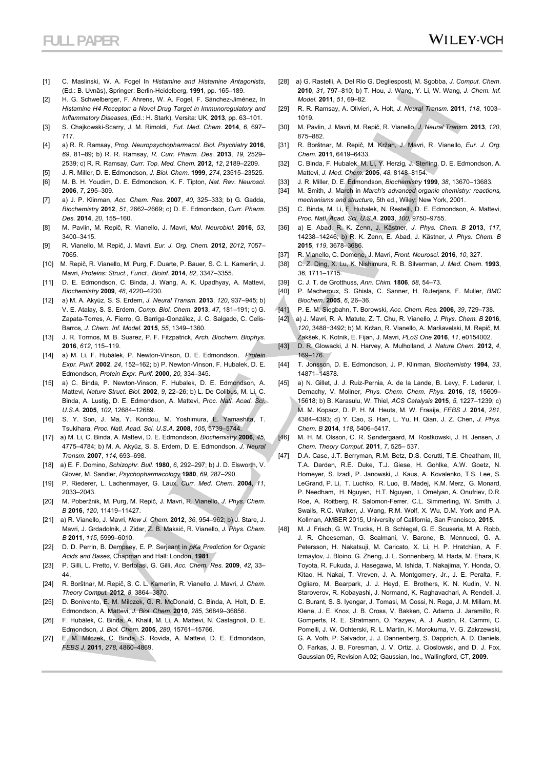[1] C. Maslinski, W. A. Fogel In *Histamine and Histamine Antagonists*, (Ed.: B. Uvnäs), Springer: Berlin-Heidelberg, **1991**, pp. 165–189.

[2] H. G. Schwelberger, F. Ahrens, W. A. Fogel, F. Sánchez-Jiménez, In *Histamine H4 Receptor: a Novel Drug Target in Immunoregulatory and Inflammatory Diseases*, (Ed.: H. Stark), Versita: UK, **2013**, pp. 63–101.

[3] S. Chajkowski-Scarry, J. M. Rimoldi, *Fut. Med. Chem.* **2014**, *6*, 697–717.

[4] a) R. R. Ramsay, *Prog. Neuropsychopharmacol. Biol. Psychiatry* **2016**, *69*, 81–89; b) R. R. Ramsay, *R. Curr. Pharm. Des.* **2013**, *19*, 2529–2539; c) R. R. Ramsay, *Curr. Top. Med. Chem.* **2012**, *12*, 2189–2209.

[5] J. R. Miller, D. E. Edmondson, *J. Biol. Chem.* **1999**, *274*, 23515–23525.

[6] M. B. H. Youdim, D. E. Edmondson, K. F. Tipton, *Nat. Rev. Neurosci.* **2006**, *7*, 295–309.

[7] a) J. P. Klinman, *Acc. Chem. Res.* **2007**, *40*, 325–333; b) G. Gadda, *Biochemistry* **2012**, *51*, 2662–2669; c) D. E. Edmondson, *Curr. Pharm. Des.* **2014**, *20*, 155–160.

[8] M. Pavlin, M. Repič, R. Vianello, J. Mavri, *Mol. Neurobiol.* **2016**, *53*, 3400–3415.

[9] R. Vianello, M. Repič, J. Mavri, *Eur. J. Org. Chem.* **2012**, *2012*, 7057–7065.

[10] M. Repič, R. Vianello, M. Purg, F. Duarte, P. Bauer, S. C. L. Kamerlin, J. Mavri, *Proteins: Struct., Funct., Bioinf.* **2014**, *82*, 3347–3355.

[11] D. E. Edmondson, C. Binda, J. Wang, A. K. Upadhyay, A. Mattevi, *Biochemistry* **2009**, *48*, 4220–4230.

[12] a) M. A. Akyüz, S. S. Erdem, *J. Neural Transm.* **2013**, *120*, 937–945; b) V. E. Atalay, S. S. Erdem, *Comp. Biol. Chem.* **2013**, *47*, 181–191; c) G. Zapata-Torres, A. Fierro, G. Barriga-González, J. C. Salgado, C. Celis-Barros, *J. Chem. Inf. Model.* **2015**, *55*, 1349–1360.

[13] J. R. Tormos, M. B. Suarez, P. F. Fitzpatrick, *Arch. Biochem. Biophys.* **2016**, *612*, 115–119.

[14] a) M. Li, F. Hubálek, P. Newton-Vinson, D. E. Edmondson, *Protein Expr. Purif.* **2002**, *24*, 152–162; b) P. Newton-Vinson, F. Hubalek, D. E. Edmondson, *Protein Expr. Purif.* **2000**, *20*, 334–345.

[15] a) C. Binda, P. Newton-Vinson, F. Hubalek, D. E. Edmondson, A. Mattevi, *Nature Struct. Biol.* **2002**, *9*, 22–26; b) L. De Colibus, M. Li, C. Binda, A. Lustig, D. E. Edmondson, A. Mattevi, *Proc. Natl. Acad. Sci. U.S.A.* **2005**, *102*, 12684–12689.

[16] S. Y. Son, J. Ma, Y. Kondou, M. Yoshimura, E. Yamashita, T. Tsukihara, *Proc. Natl. Acad. Sci. U.S.A.* **2008**, *105*, 5739–5744.

[17] a) M. Li, C. Binda, A. Mattevi, D. E. Edmondson, *Biochemistry* **2006**, *45*, 4775–4784; b) M. A. Akyüz, S. S. Erdem, D. E. Edmondson, *J. Neural Transm.* **2007**, *114*, 693–698.

[18] a) E. F. Domino, *Schizophr. Bull.* **1980**, *6*, 292–297; b) J. D. Elsworth, V. Glover, M. Sandler, *Psychopharmacology* **1980**, *69*, 287–290.

[19] P. Riederer, L. Lachenmayer, G. Laux, *Curr. Med. Chem.* **2004**, *11*, 2033–2043.

[20] M. Poberžnik, M. Purg, M. Repič, J. Mavri, R. Vianello, *J. Phys. Chem. B* **2016**, *120*, 11419–11427.

[21] a) R. Vianello, J. Mavri, *New J. Chem.* **2012**, *36*, 954–962; b) J. Stare, J. Mavri, J. Grdadolnik, J. Zidar, Z. B. Maksić, R. Vianello, *J. Phys. Chem. B* **2011**, *115*, 5999–6010.

[22] D. D. Perrin, B. Dempsey, E. P. Serjeant in *pKa Prediction for Organic Acids and Bases*, Chapman and Hall: London, **1981**.

[23] P. Gilli, L. Pretto, V. Bertolasi, G. Gilli, *Acc. Chem. Res.* **2009**, *42*, 33–44.

[24] R. Borštnar, M. Repič, S. C. L. Kamerlin, R. Vianello, J. Mavri, *J. Chem. Theory Comput.* **2012**, *8*, 3864–3870.

[25] D. Bonivento, E. M. Milczek, G. R. McDonald, C. Binda, A. Holt, D. E. Edmondson, A. Mattevi, *J. Biol. Chem.* **2010**, *285*, 36849–36856.

[26] F. Hubálek, C. Binda, A. Khalil, M. Li, A. Mattevi, N. Castagnoli, D. E. Edmondson, *J. Biol. Chem.* **2005**, *280*, 15761–15766.

[27] E. M. Milczek, C. Binda, S. Rovida, A. Mattevi, D. E. Edmondson, *FEBS J.* **2011**, *278*, 4860–4869.

[28] a) G. Rastelli, A. Del Rio G. Degliesposti, M. Sgobba, *J. Comput. Chem.* **2010**, *31*, 797–810; b) T. Hou, J. Wang, Y. Li, W. Wang, *J. Chem. Inf. Model.* **2011**, *51*, 69–82.

[29] R. R. Ramsay, A. Olivieri, A. Holt, *J. Neural Transm.* **2011**, *118*, 1003–1019.

[30] M. Pavlin, J. Mavri, M. Repič, R. Vianello, *J. Neural Transm.* **2013**, *120*, 875–882.

[31] R. Borštnar, M. Repič, M. Kržan, J. Mavri, R. Vianello, *Eur. J. Org. Chem.* **2011**, 6419–6433.

[32] C. Binda, F. Hubalek, M. Li, Y. Herzig, J. Sterling, D. E. Edmondson, A. Mattevi, *J. Med. Chem.* **2005**, *48*, 8148–8154.

[33] J. R. Miller, D. E. Edmondson, *Biochemistry* **1999**, *38*, 13670–13683.

[34] M. Smith, J. March in *March's advanced organic chemistry: reactions, mechanisms and structure,* 5th ed., Wiley: New York, 2001.

[35] C. Binda, M. Li, F. Hubalek, N. Restelli, D. E. Edmondson, A. Mattevi, *Proc. Natl. Acad. Sci. U.S.A.* **2003**, *100*, 9750–9755.

[36] a) E. Abad, R. K. Zenn, J. Kästner, *J. Phys. Chem. B* **2013**, *117*, 14238–14246; b) R. K. Zenn, E. Abad, J. Kästner, *J. Phys. Chem. B* **2015**, *119*, 3678–3686.

[37] R. Vianello, C. Domene, J. Mavri, *Front. Neurosci.* **2016**, *10*, 327.

[38] C. Z. Ding, X. Lu, K. Nishimura, R. B. Silverman, *J. Med. Chem.* **1993**, *36*, 1711–1715.

[39] C. J. T. de Grotthuss, *Ann. Chim.* **1806**, *58*, 54–73.

[40] P. Macheroux, S. Ghisla, C. Sanner, H. Ruterjans, F. Muller, *BMC Biochem.* **2005**, *6*, 26–36.

[41] P. E. M. Siegbahn, T. Borowski, *Acc. Chem. Res.* **2006**, *39*, 729–738.

[42] a) J. Mavri, R. A. Matute, Z. T. Chu, R. Vianello, *J. Phys. Chem. B* **2016**, *120*, 3488−3492; b) M. Kržan, R. Vianello, A. Maršavelski, M. Repič, M. Zakšek, K. Kotnik, E. Fijan, J. Mavri, *PLoS One* **2016**, *11*, e0154002.

[43] D. R. Glowacki, J. N. Harvey, A. Mulholland, *J. Nature Chem.* **2012**, *4*, 169–176.

[44] T. Jonsson, D. E. Edmondson, J. P. Klinman, *Biochemistry* **1994**, *33*, 14871–14878.

[45] a) N. Gillet, J. J. Ruiz-Pernia, A. de la Lande, B. Levy, F. Lederer, I. Demachy, V. Moliner, *Phys. Chem. Chem. Phys.* **2016**, *18*, 15609–15618; b) B. Karasulu, W. Thiel, *ACS Catalysis* **2015**, *5*, 1227–1239; c) M. M. Kopacz, D. P. H. M. Heuts, M. W. Fraaije, *FEBS J.* **2014**, *281*, 4384–4393; d) Y. Cao, S. Han, L. Yu, H. Qian, J. Z. Chen, *J. Phys. Chem. B* **2014**, *118*, 5406–5417.

[46] M. H. M. Olsson, C. R. Søndergaard, M. Rostkowski, J. H. Jensen, *J. Chem. Theory Comput.* **2011**, *7*, 525– 537.

[47] D.A. Case, J.T. Berryman, R.M. Betz, D.S. Cerutti, T.E. Cheatham, III, T.A. Darden, R.E. Duke, T.J. Giese, H. Gohlke, A.W. Goetz, N. Homeyer, S. Izadi, P. Janowski, J. Kaus, A. Kovalenko, T.S. Lee, S. LeGrand, P. Li, T. Luchko, R. Luo, B. Madej, K.M. Merz, G. Monard, P. Needham, H. Nguyen, H.T. Nguyen, I. Omelyan, A. Onufriev, D.R. Roe, A. Roitberg, R. Salomon-Ferrer, C.L. Simmerling, W. Smith, J. Swails, R.C. Walker, J. Wang, R.M. Wolf, X. Wu, D.M. York and P.A. Kollman, AMBER 2015, University of California, San Francisco, **2015**.

[48] M. J. Frisch, G. W. Trucks, H. B. Schlegel, G. E. Scuseria, M. A. Robb, J. R. Cheeseman, G. Scalmani, V. Barone, B. Mennucci, G. A. Petersson, H. Nakatsuji, M. Caricato, X. Li, H. P. Hratchian, A. F. Izmaylov, J. Bloino, G. Zheng, J. L. Sonnenberg, M. Hada, M. Ehara, K. Toyota, R. Fukuda, J. Hasegawa, M. Ishida, T. Nakajima, Y. Honda, O. Kitao, H. Nakai, T. Vreven, J. A. Montgomery, Jr., J. E. Peralta, F. Ogliaro, M. Bearpark, J. J. Heyd, E. Brothers, K. N. Kudin, V. N. Staroverov, R. Kobayashi, J. Normand, K. Raghavachari, A. Rendell, J. C. Burant, S. S. Iyengar, J. Tomasi, M. Cossi, N. Rega, J. M. Millam, M. Klene, J. E. Knox, J. B. Cross, V. Bakken, C. Adamo, J. Jaramillo, R. Gomperts, R. E. Stratmann, O. Yazyev, A. J. Austin, R. Cammi, C. Pomelli, J. W. Ochterski, R. L. Martin, K. Morokuma, V. G. Zakrzewski, G. A. Voth, P. Salvador, J. J. Dannenberg, S. Dapprich, A. D. Daniels, Ö. Farkas, J. B. Foresman, J. V. Ortiz, J. Cioslowski, and D. J. Fox, Gaussian 09, Revision A.02; Gaussian, Inc., Wallingford, CT, **2009**.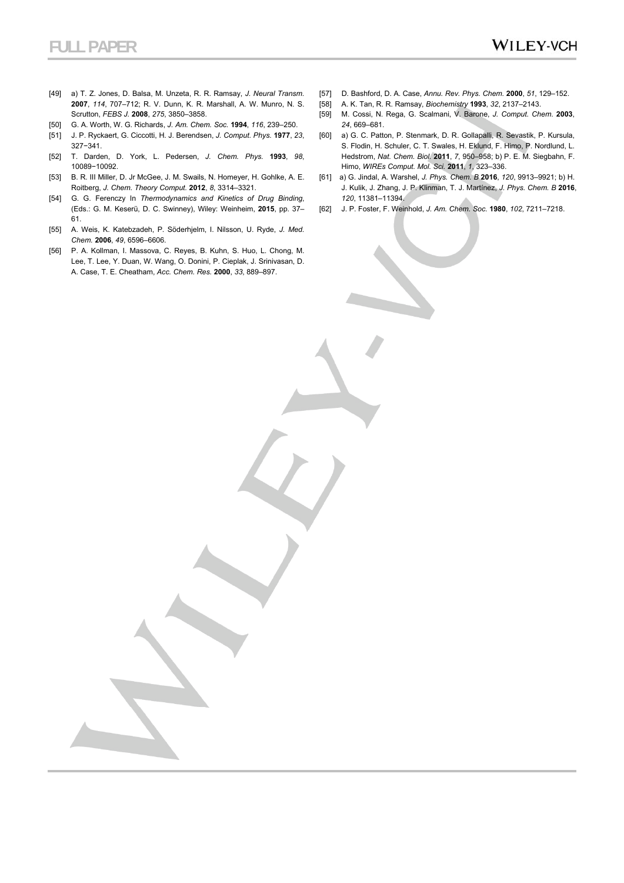[49] a) T. Z. Jones, D. Balsa, M. Unzeta, R. R. Ramsay, *J. Neural Transm.* **2007**, *114*, 707–712; R. V. Dunn, K. R. Marshall, A. W. Munro, N. S. Scrutton, *FEBS J.* **2008**, *275*, 3850–3858.

[50] G. A. Worth, W. G. Richards, *J. Am. Chem. Soc.* **1994**, *116*, 239–250.

[51] J. P. Ryckaert, G. Ciccotti, H. J. Berendsen, *J. Comput. Phys.* **1977**, *23*, 327−341.

[52] T. Darden, D. York, L. Pedersen, *J. Chem. Phys.* **1993**, *98*, 10089−10092.

[53] B. R. III Miller, D. Jr McGee, J. M. Swails, N. Homeyer, H. Gohlke, A. E. Roitberg, *J. Chem. Theory Comput.* **2012**, *8*, 3314–3321.

[54] G. G. Ferenczy In *Thermodynamics and Kinetics of Drug Binding*, (Eds.: G. M. Keserü, D. C. Swinney), Wiley: Weinheim, **2015**, pp. 37–61.

[55] A. Weis, K. Katebzadeh, P. Söderhjelm, I. Nilsson, U. Ryde, *J. Med. Chem.* **2006**, *49*, 6596–6606.

[56] P. A. Kollman, I. Massova, C. Reyes, B. Kuhn, S. Huo, L. Chong, M. Lee, T. Lee, Y. Duan, W. Wang, O. Donini, P. Cieplak, J. Srinivasan, D. A. Case, T. E. Cheatham, *Acc. Chem. Res.* **2000**, *33*, 889–897.

[57] D. Bashford, D. A. Case, *Annu. Rev. Phys. Chem.* **2000**, *51*, 129–152.

[58] A. K. Tan, R. R. Ramsay, *Biochemistry* **1993**, *32*, 2137–2143.

[59] M. Cossi, N. Rega, G. Scalmani, V. Barone, *J. Comput. Chem.* **2003**, *24*, 669–681.

[60] a) G. C. Patton, P. Stenmark, D. R. Gollapalli, R. Sevastik, P. Kursula, S. Flodin, H. Schuler, C. T. Swales, H. Eklund, F. Himo, P. Nordlund, L. Hedstrom, *Nat. Chem. Biol.* **2011**, *7*, 950–958; b) P. E. M. Siegbahn, F. Himo, *WIREs Comput. Mol. Sci.* **2011**, *1*, 323–336.

[61] a) G. Jindal, A. Warshel, *J. Phys. Chem. B* **2016**, *120*, 9913–9921; b) H. J. Kulik, J. Zhang, J. P. Klinman, T. J. Martínez, *J. Phys. Chem. B* **2016**, *120*, 11381–11394.

[62] J. P. Foster, F. Weinhold, *J. Am. Chem. Soc.* **1980**, *102*, 7211–7218.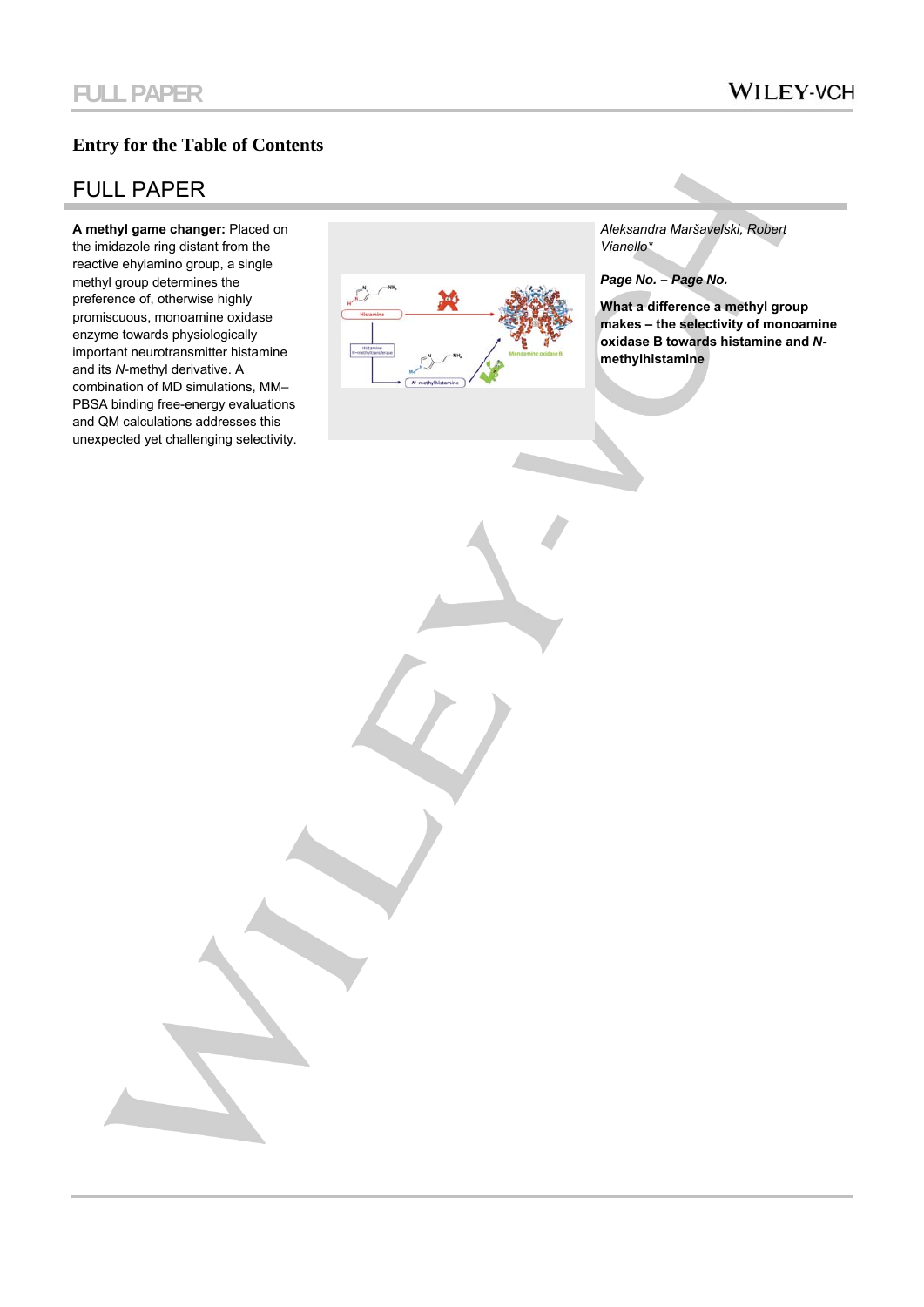## Entry for the Table of Contents

# FULL PAPER

**A methyl game changer:** Placed on the imidazole ring distant from the reactive ehylamino group, a single methyl group determines the preference of, otherwise highly promiscuous, monoamine oxidase enzyme towards physiologically important neurotransmitter histamine and its *N*-methyl derivative. A combination of MD simulations, MM–PBSA binding free-energy evaluations and QM calculations addresses this unexpected yet challenging selectivity.

*Aleksandra Maršavelski, Robert Vianello\**

***Page No. – Page No.***

**What a difference a methyl group makes – the selectivity of monoamine oxidase B towards histamine and *N*-methylhistamine**